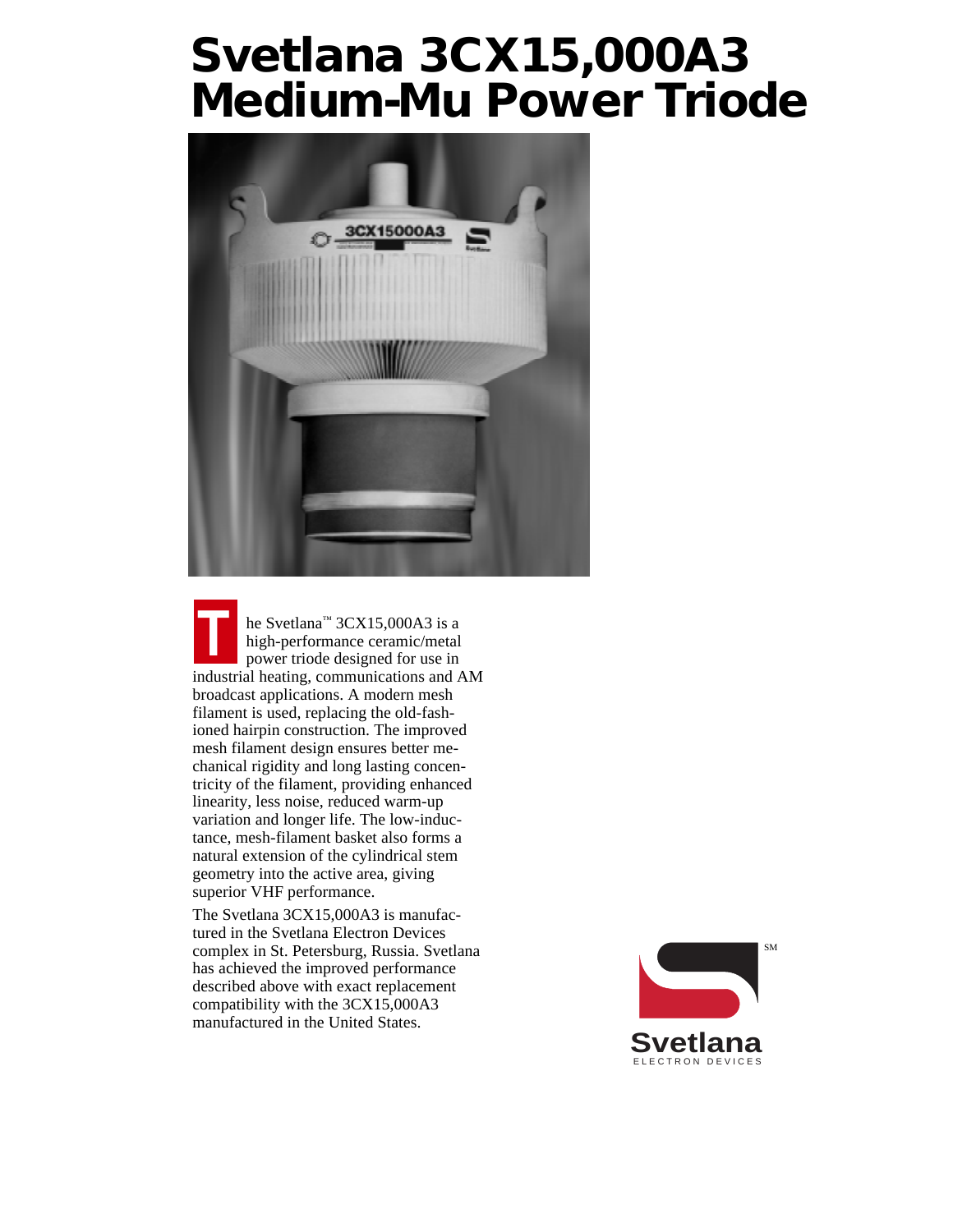# Svetlana 3CX15,000A3 Medium-Mu Power Triode

The Svetlana™ 3CX15,000A3 is a high-performance ceramic/metal power triode designed for use in industrial heating, communications and AM broadcast applications. A modern mesh filament is used, replacing the old-fashioned hairpin construction. The improved mesh filament design ensures better mechanical rigidity and long lasting concentricity of the filament, providing enhanced linearity, less noise, reduced warm-up variation and longer life. The low-inductance, mesh-filament basket also forms a natural extension of the cylindrical stem geometry into the active area, giving superior VHF performance.

The Svetlana 3CX15,000A3 is manufactured in the Svetlana Electron Devices complex in St. Petersburg, Russia. Svetlana has achieved the improved performance described above with exact replacement compatibility with the 3CX15,000A3 manufactured in the United States.

Svetlana℠
ELECTRON DEVICES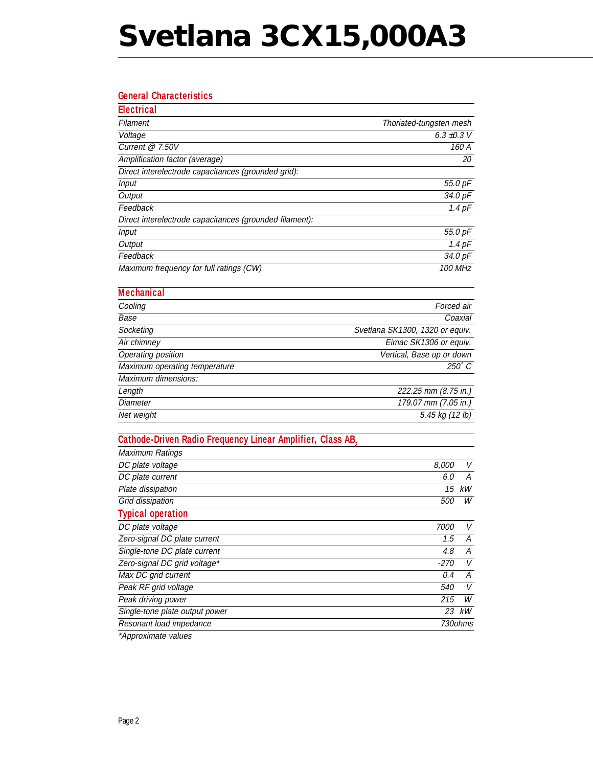# Svetlana 3CX15,000A3

## General Characteristics

### Electrical

| | |
|---|---|
| *Filament* | *Thoriated-tungsten mesh* |
| *Voltage* | *6.3 ±0.3 V* |
| *Current @ 7.50V* | *160 A* |
| *Amplification factor (average)* | *20* |
| *Direct interelectrode capacitances (grounded grid):* | |
| *Input* | *55.0 pF* |
| *Output* | *34.0 pF* |
| *Feedback* | *1.4 pF* |
| *Direct interelectrode capacitances (grounded filament):* | |
| *Input* | *55.0 pF* |
| *Output* | *1.4 pF* |
| *Feedback* | *34.0 pF* |
| *Maximum frequency for full ratings (CW)* | *100 MHz* |

### Mechanical

| | |
|---|---|
| *Cooling* | *Forced air* |
| *Base* | *Coaxial* |
| *Socketing* | *Svetlana SK1300, 1320 or equiv.* |
| *Air chimney* | *Eimac SK1306 or equiv.* |
| *Operating position* | *Vertical, Base up or down* |
| *Maximum operating temperature* | *250° C* |
| *Maximum dimensions:* | |
| *Length* | *222.25 mm (8.75 in.)* |
| *Diameter* | *179.07 mm (7.05 in.)* |
| *Net weight* | *5.45 kg (12 lb)* |

### Cathode-Driven Radio Frequency Linear Amplifier, Class $AB_2$

| *Maximum Ratings* | | |
|---|---|---|
| *DC plate voltage* | *8,000* | *V* |
| *DC plate current* | *6.0* | *A* |
| *Plate dissipation* | *15* | *kW* |
| *Grid dissipation* | *500* | *W* |

### Typical operation

| | | |
|---|---|---|
| *DC plate voltage* | *7000* | *V* |
| *Zero-signal DC plate current* | *1.5* | *A* |
| *Single-tone DC plate current* | *4.8* | *A* |
| *Zero-signal DC grid voltage** | *-270* | *V* |
| *Max DC grid current* | *0.4* | *A* |
| *Peak RF grid voltage* | *540* | *V* |
| *Peak driving power* | *215* | *W* |
| *Single-tone plate output power* | *23* | *kW* |
| *Resonant load impedance* | *730ohms* | |

*\*Approximate values*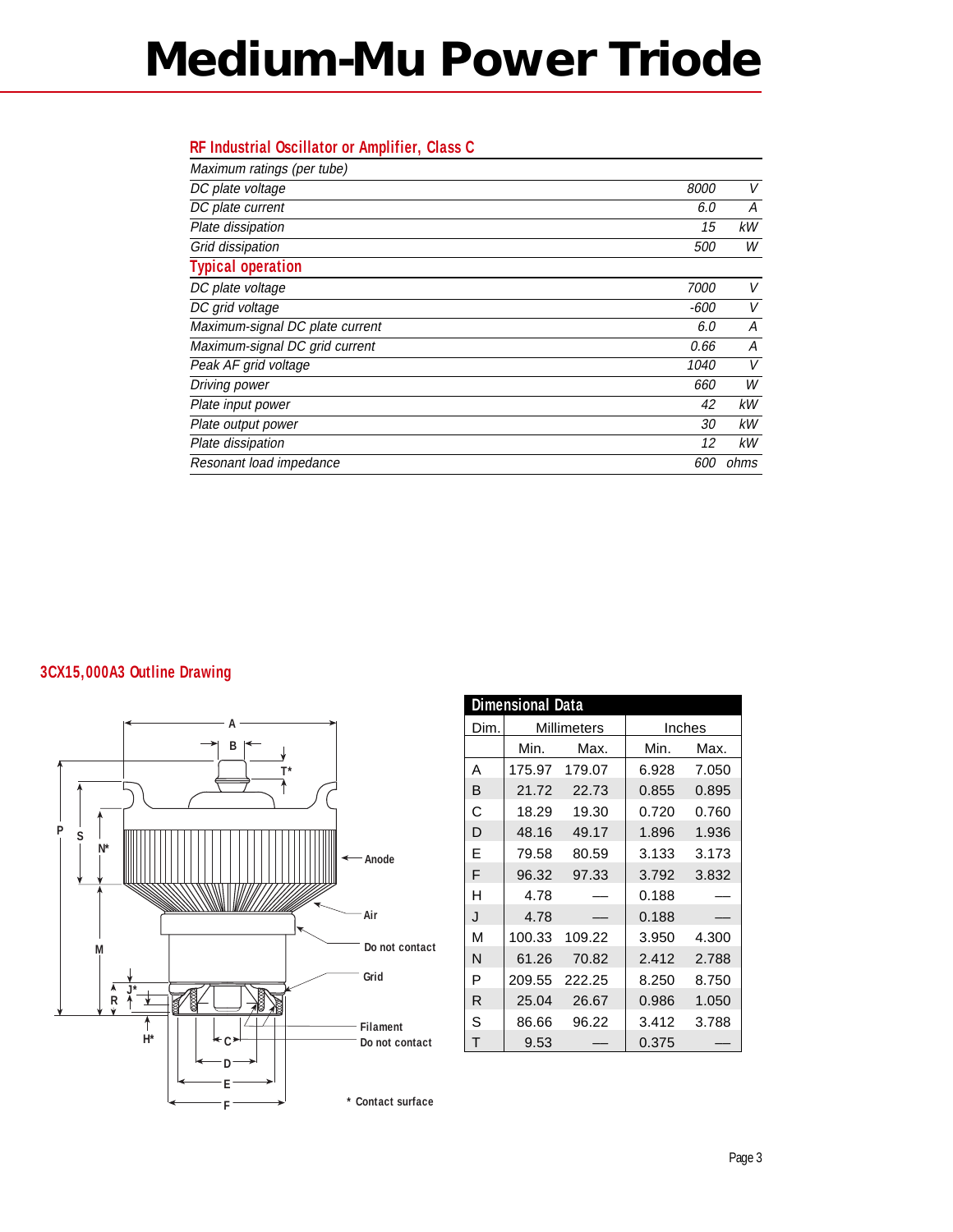# Medium-Mu Power Triode

## RF Industrial Oscillator or Amplifier, Class C

| *Maximum ratings (per tube)* | | |
|---|---|---|
| *DC plate voltage* | *8000* | *V* |
| *DC plate current* | *6.0* | *A* |
| *Plate dissipation* | *15* | *kW* |
| *Grid dissipation* | *500* | *W* |

## Typical operation

| | | |
|---|---|---|
| *DC plate voltage* | *7000* | *V* |
| *DC grid voltage* | *-600* | *V* |
| *Maximum-signal DC plate current* | *6.0* | *A* |
| *Maximum-signal DC grid current* | *0.66* | *A* |
| *Peak AF grid voltage* | *1040* | *V* |
| *Driving power* | *660* | *W* |
| *Plate input power* | *42* | *kW* |
| *Plate output power* | *30* | *kW* |
| *Plate dissipation* | *12* | *kW* |
| *Resonant load impedance* | *600* | *ohms* |

## 3CX15,000A3 Outline Drawing

Anode

Air

Do not contact

Grid

Filament

Do not contact

* Contact surface

### Dimensional Data

| Dim. | Millimeters | | Inches | |
|---|---|---|---|---|
| | Min. | Max. | Min. | Max. |
| A | 175.97 | 179.07 | 6.928 | 7.050 |
| B | 21.72 | 22.73 | 0.855 | 0.895 |
| C | 18.29 | 19.30 | 0.720 | 0.760 |
| D | 48.16 | 49.17 | 1.896 | 1.936 |
| E | 79.58 | 80.59 | 3.133 | 3.173 |
| F | 96.32 | 97.33 | 3.792 | 3.832 |
| H | 4.78 | — | 0.188 | — |
| J | 4.78 | — | 0.188 | — |
| M | 100.33 | 109.22 | 3.950 | 4.300 |
| N | 61.26 | 70.82 | 2.412 | 2.788 |
| P | 209.55 | 222.25 | 8.250 | 8.750 |
| R | 25.04 | 26.67 | 0.986 | 1.050 |
| S | 86.66 | 96.22 | 3.412 | 3.788 |
| T | 9.53 | — | 0.375 | — |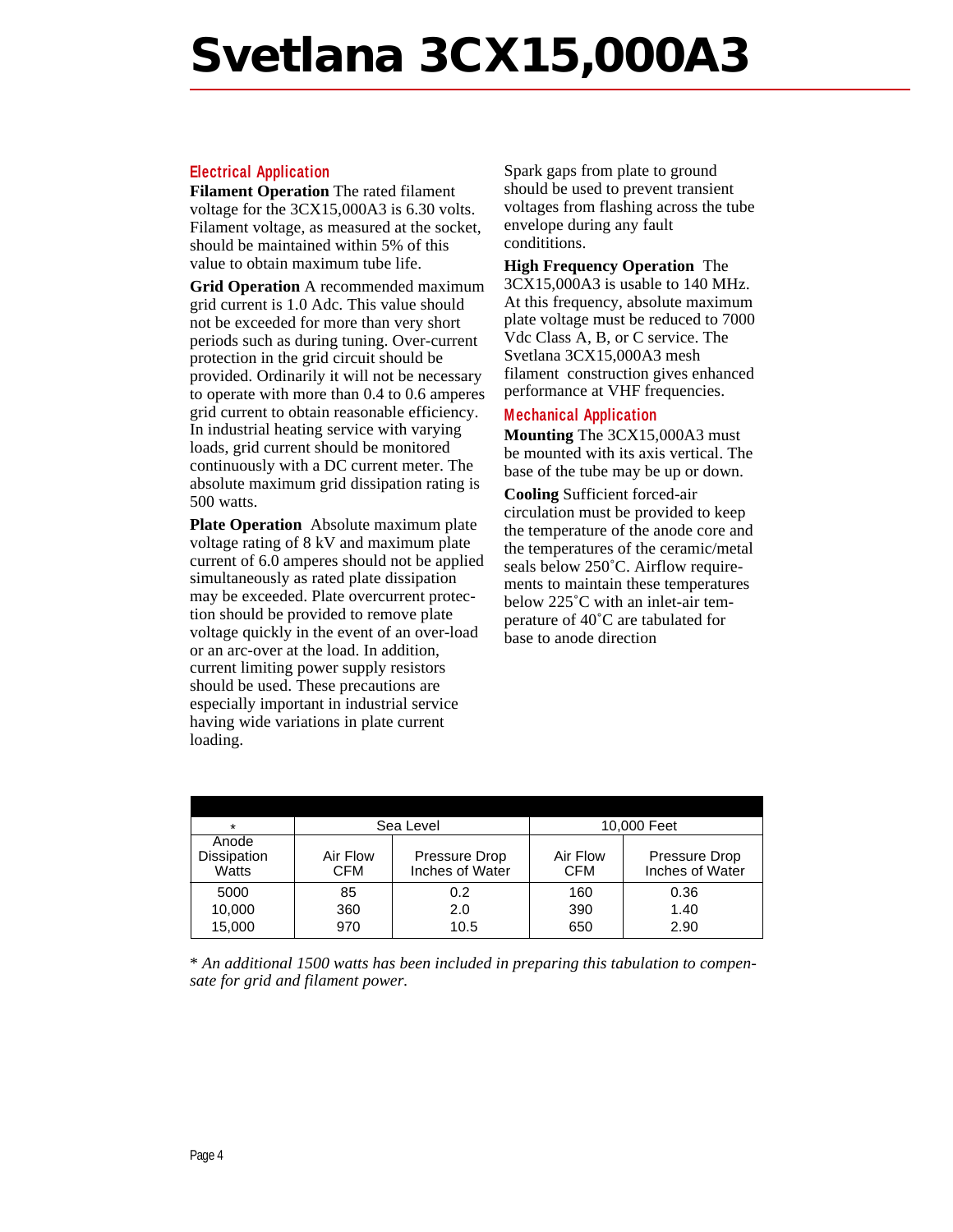# Svetlana 3CX15,000A3

## Electrical Application

**Filament Operation** The rated filament voltage for the 3CX15,000A3 is 6.30 volts. Filament voltage, as measured at the socket, should be maintained within 5% of this value to obtain maximum tube life.

**Grid Operation** A recommended maximum grid current is 1.0 Adc. This value should not be exceeded for more than very short periods such as during tuning. Over-current protection in the grid circuit should be provided. Ordinarily it will not be necessary to operate with more than 0.4 to 0.6 amperes grid current to obtain reasonable efficiency. In industrial heating service with varying loads, grid current should be monitored continuously with a DC current meter. The absolute maximum grid dissipation rating is 500 watts.

**Plate Operation** Absolute maximum plate voltage rating of 8 kV and maximum plate current of 6.0 amperes should not be applied simultaneously as rated plate dissipation may be exceeded. Plate overcurrent protection should be provided to remove plate voltage quickly in the event of an over-load or an arc-over at the load. In addition, current limiting power supply resistors should be used. These precautions are especially important in industrial service having wide variations in plate current loading.

Spark gaps from plate to ground should be used to prevent transient voltages from flashing across the tube envelope during any fault condititions.

**High Frequency Operation** The 3CX15,000A3 is usable to 140 MHz. At this frequency, absolute maximum plate voltage must be reduced to 7000 Vdc Class A, B, or C service. The Svetlana 3CX15,000A3 mesh filament construction gives enhanced performance at VHF frequencies.

## Mechanical Application

**Mounting** The 3CX15,000A3 must be mounted with its axis vertical. The base of the tube may be up or down.

**Cooling** Sufficient forced-air circulation must be provided to keep the temperature of the anode core and the temperatures of the ceramic/metal seals below 250˚C. Airflow requirements to maintain these temperatures below 225˚C with an inlet-air temperature of 40˚C are tabulated for base to anode direction

| * | Sea Level | | 10,000 Feet | |
|---|---|---|---|---|
| Anode Dissipation Watts | Air Flow CFM | Pressure Drop Inches of Water | Air Flow CFM | Pressure Drop Inches of Water |
| 5000 | 85 | 0.2 | 160 | 0.36 |
| 10,000 | 360 | 2.0 | 390 | 1.40 |
| 15,000 | 970 | 10.5 | 650 | 2.90 |

* *An additional 1500 watts has been included in preparing this tabulation to compensate for grid and filament power.*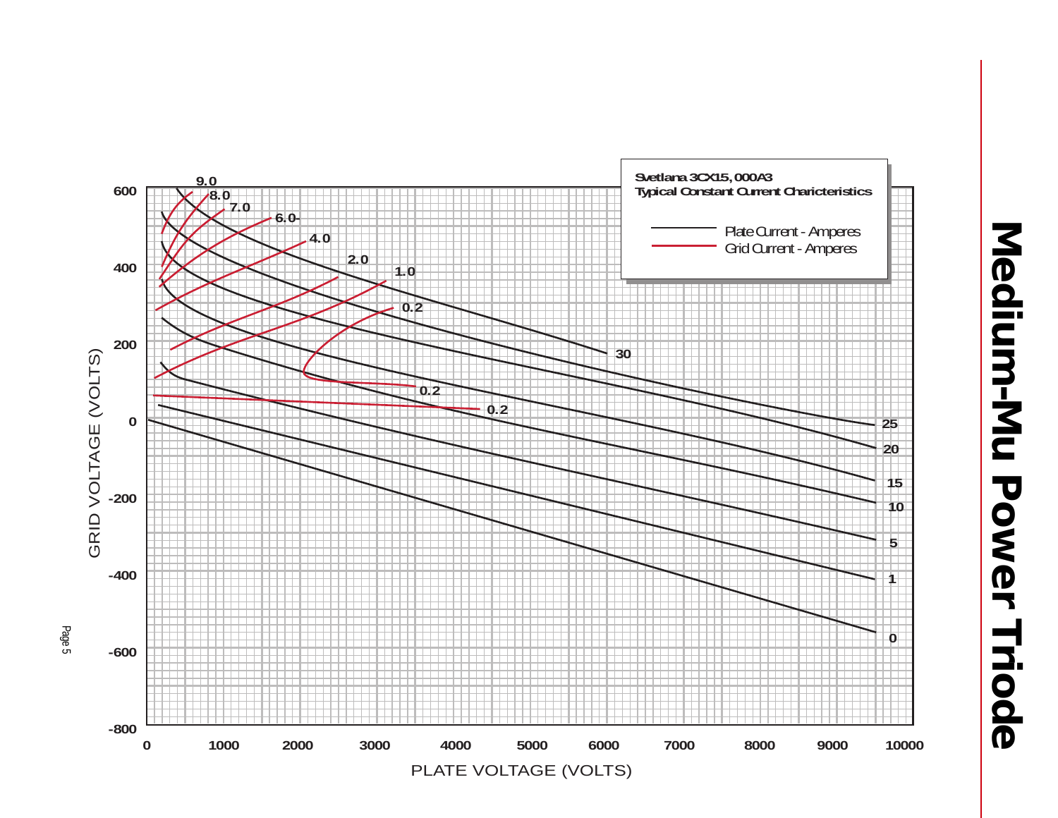# Medium-Mu Power Triode

Svetlana 3CX15,000A3
Typical Constant Current Charicteristics

Plate Current - Amperes
Grid Current - Amperes

GRID VOLTAGE (VOLTS)

600
400
200
0
-200
-400
-600
-800

PLATE VOLTAGE (VOLTS)

0
1000
2000
3000
4000
5000
6000
7000
8000
9000
10000

9.0
8.0
7.0
6.0-
4.0
2.0
1.0
0.2
0.2
0.2

30
25
20
15
10
5
1
0